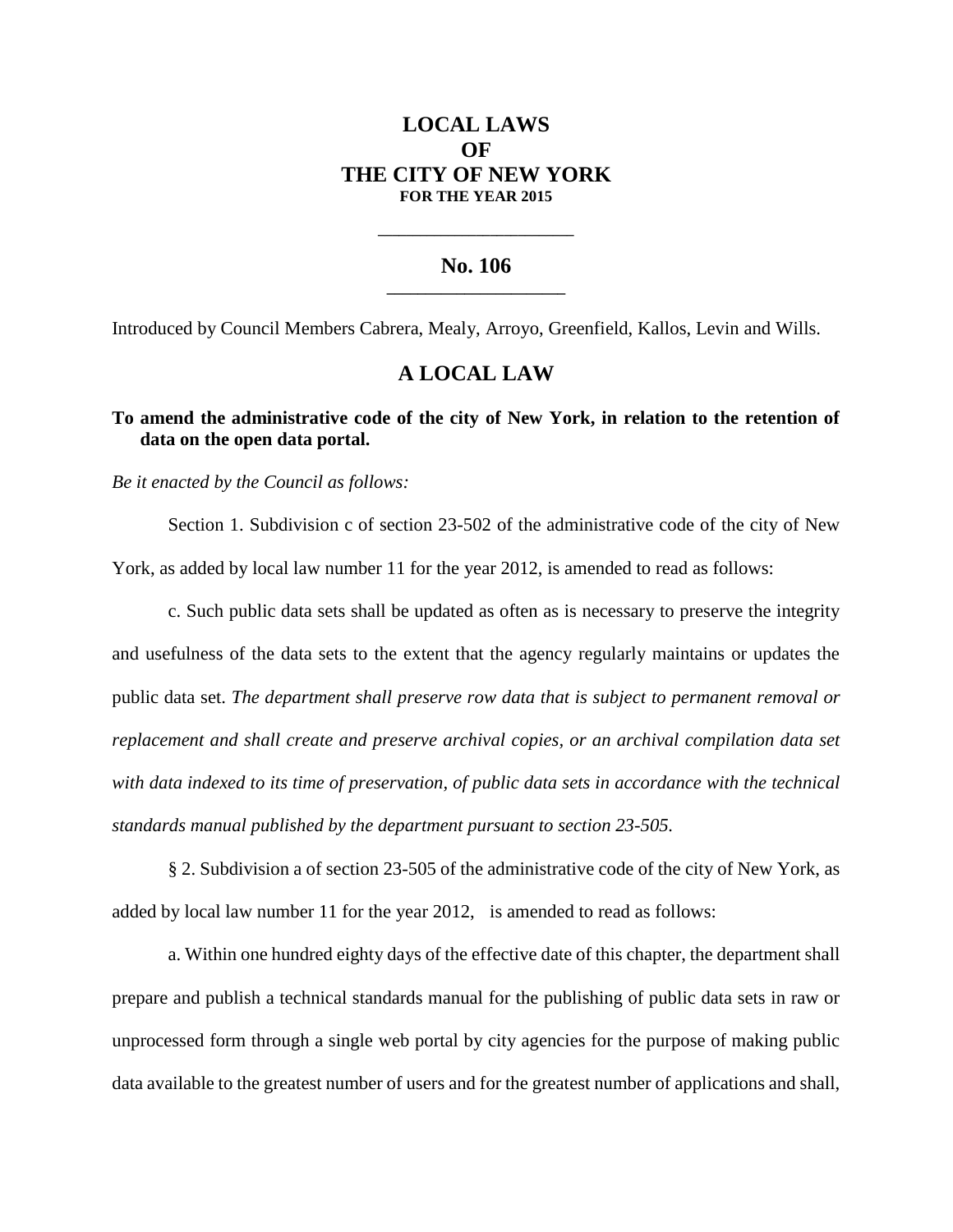# LOCAL LAWS
# OF
# THE CITY OF NEW YORK
**FOR THE YEAR 2015**

---

## No. 106

---

Introduced by Council Members Cabrera, Mealy, Arroyo, Greenfield, Kallos, Levin and Wills.

## A LOCAL LAW

**To amend the administrative code of the city of New York, in relation to the retention of data on the open data portal.**

*Be it enacted by the Council as follows:*

Section 1. Subdivision c of section 23-502 of the administrative code of the city of New York, as added by local law number 11 for the year 2012, is amended to read as follows:

c. Such public data sets shall be updated as often as is necessary to preserve the integrity and usefulness of the data sets to the extent that the agency regularly maintains or updates the public data set. *The department shall preserve row data that is subject to permanent removal or replacement and shall create and preserve archival copies, or an archival compilation data set with data indexed to its time of preservation, of public data sets in accordance with the technical standards manual published by the department pursuant to section 23-505.*

§ 2. Subdivision a of section 23-505 of the administrative code of the city of New York, as added by local law number 11 for the year 2012, is amended to read as follows:

a. Within one hundred eighty days of the effective date of this chapter, the department shall prepare and publish a technical standards manual for the publishing of public data sets in raw or unprocessed form through a single web portal by city agencies for the purpose of making public data available to the greatest number of users and for the greatest number of applications and shall,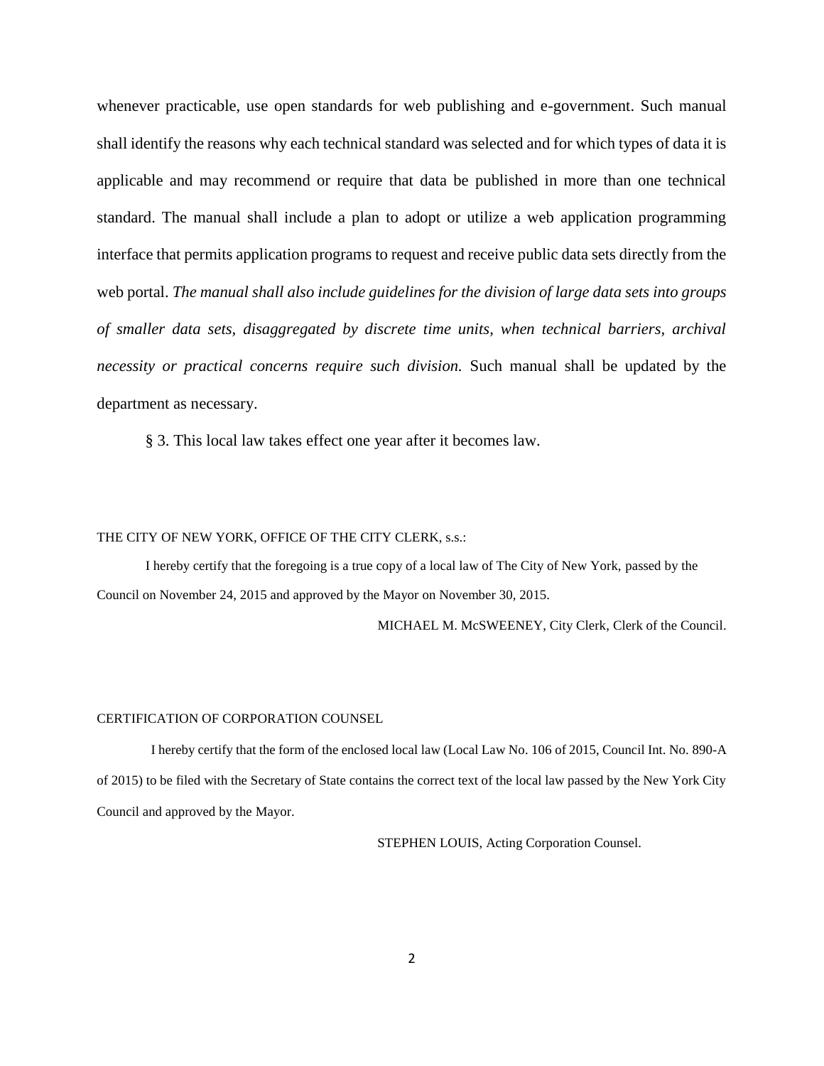whenever practicable, use open standards for web publishing and e-government. Such manual shall identify the reasons why each technical standard was selected and for which types of data it is applicable and may recommend or require that data be published in more than one technical standard. The manual shall include a plan to adopt or utilize a web application programming interface that permits application programs to request and receive public data sets directly from the web portal. *The manual shall also include guidelines for the division of large data sets into groups of smaller data sets, disaggregated by discrete time units, when technical barriers, archival necessity or practical concerns require such division.* Such manual shall be updated by the department as necessary.

§ 3. This local law takes effect one year after it becomes law.

THE CITY OF NEW YORK, OFFICE OF THE CITY CLERK, s.s.:

I hereby certify that the foregoing is a true copy of a local law of The City of New York, passed by the Council on November 24, 2015 and approved by the Mayor on November 30, 2015.

MICHAEL M. McSWEENEY, City Clerk, Clerk of the Council.

CERTIFICATION OF CORPORATION COUNSEL

I hereby certify that the form of the enclosed local law (Local Law No. 106 of 2015, Council Int. No. 890-A of 2015) to be filed with the Secretary of State contains the correct text of the local law passed by the New York City Council and approved by the Mayor.

STEPHEN LOUIS, Acting Corporation Counsel.